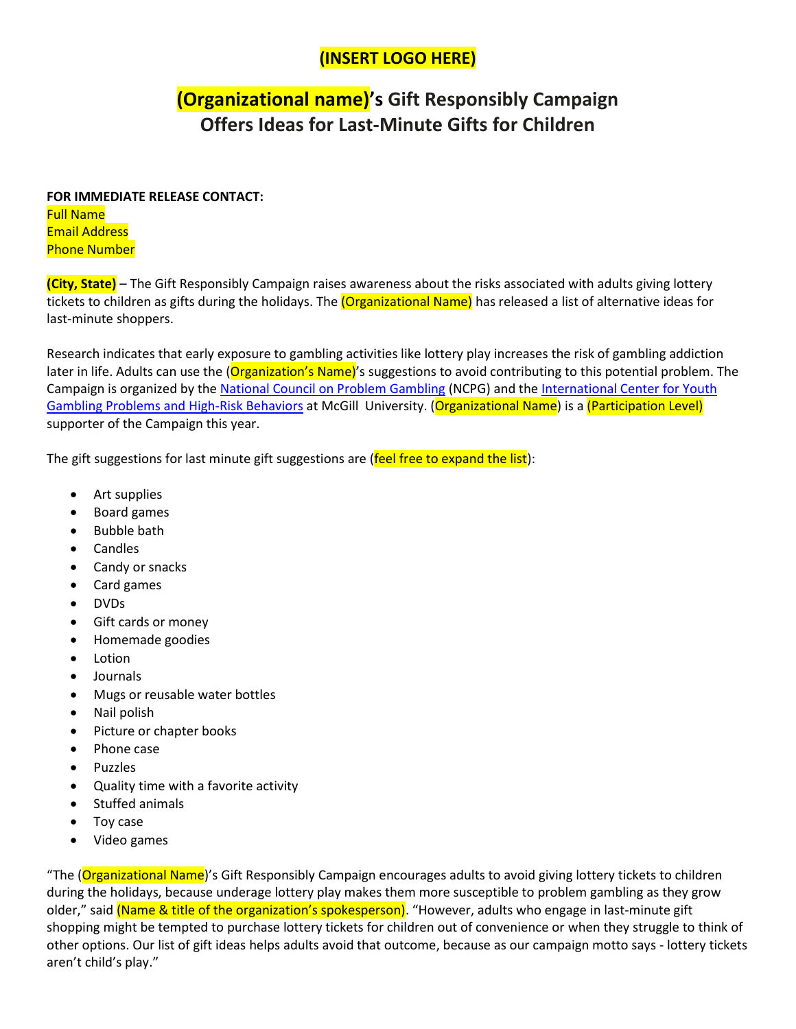**(INSERT LOGO HERE)**

# (Organizational name)'s Gift Responsibly Campaign Offers Ideas for Last-Minute Gifts for Children

**FOR IMMEDIATE RELEASE CONTACT:**
Full Name
Email Address
Phone Number

**(City, State)** – The Gift Responsibly Campaign raises awareness about the risks associated with adults giving lottery tickets to children as gifts during the holidays. The (Organizational Name) has released a list of alternative ideas for last-minute shoppers.

Research indicates that early exposure to gambling activities like lottery play increases the risk of gambling addiction later in life. Adults can use the (Organization's Name)'s suggestions to avoid contributing to this potential problem. The Campaign is organized by the National Council on Problem Gambling (NCPG) and the International Center for Youth Gambling Problems and High-Risk Behaviors at McGill University. (Organizational Name) is a (Participation Level) supporter of the Campaign this year.

The gift suggestions for last minute gift suggestions are (feel free to expand the list):

- Art supplies
- Board games
- Bubble bath
- Candles
- Candy or snacks
- Card games
- DVDs
- Gift cards or money
- Homemade goodies
- Lotion
- Journals
- Mugs or reusable water bottles
- Nail polish
- Picture or chapter books
- Phone case
- Puzzles
- Quality time with a favorite activity
- Stuffed animals
- Toy case
- Video games

"The (Organizational Name)'s Gift Responsibly Campaign encourages adults to avoid giving lottery tickets to children during the holidays, because underage lottery play makes them more susceptible to problem gambling as they grow older," said (Name & title of the organization's spokesperson). "However, adults who engage in last-minute gift shopping might be tempted to purchase lottery tickets for children out of convenience or when they struggle to think of other options. Our list of gift ideas helps adults avoid that outcome, because as our campaign motto says - lottery tickets aren't child's play."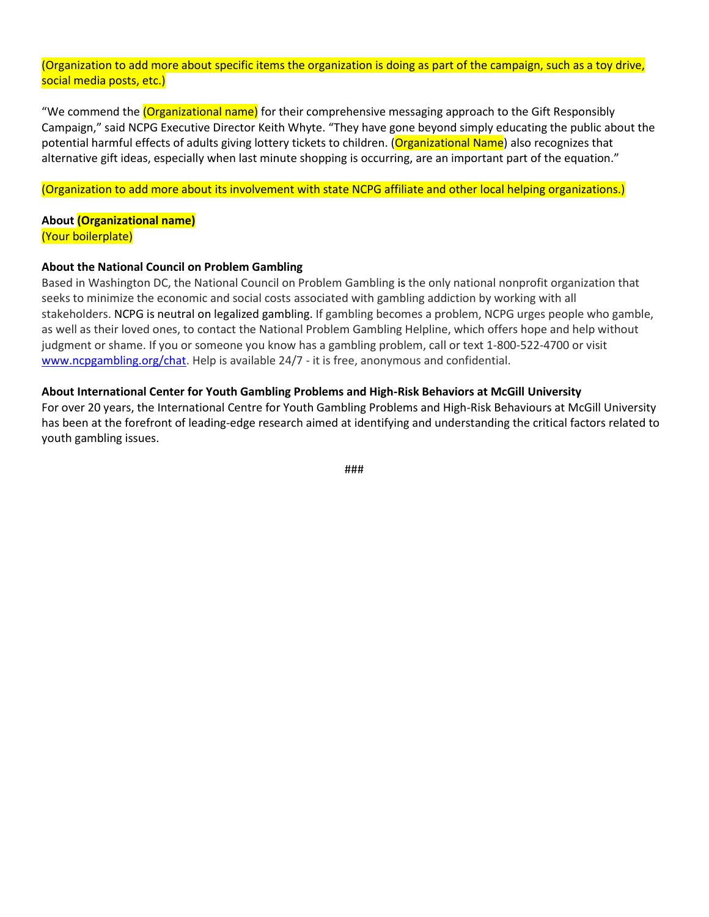(Organization to add more about specific items the organization is doing as part of the campaign, such as a toy drive, social media posts, etc.)

"We commend the (Organizational name) for their comprehensive messaging approach to the Gift Responsibly Campaign," said NCPG Executive Director Keith Whyte. "They have gone beyond simply educating the public about the potential harmful effects of adults giving lottery tickets to children. (Organizational Name) also recognizes that alternative gift ideas, especially when last minute shopping is occurring, are an important part of the equation."

(Organization to add more about its involvement with state NCPG affiliate and other local helping organizations.)

**About (Organizational name)**
(Your boilerplate)

**About the National Council on Problem Gambling**
Based in Washington DC, the National Council on Problem Gambling is the only national nonprofit organization that seeks to minimize the economic and social costs associated with gambling addiction by working with all stakeholders. NCPG is neutral on legalized gambling. If gambling becomes a problem, NCPG urges people who gamble, as well as their loved ones, to contact the National Problem Gambling Helpline, which offers hope and help without judgment or shame. If you or someone you know has a gambling problem, call or text 1-800-522-4700 or visit [www.ncpgambling.org/chat](www.ncpgambling.org/chat). Help is available 24/7 - it is free, anonymous and confidential.

**About International Center for Youth Gambling Problems and High-Risk Behaviors at McGill University**
For over 20 years, the International Centre for Youth Gambling Problems and High-Risk Behaviours at McGill University has been at the forefront of leading-edge research aimed at identifying and understanding the critical factors related to youth gambling issues.

###